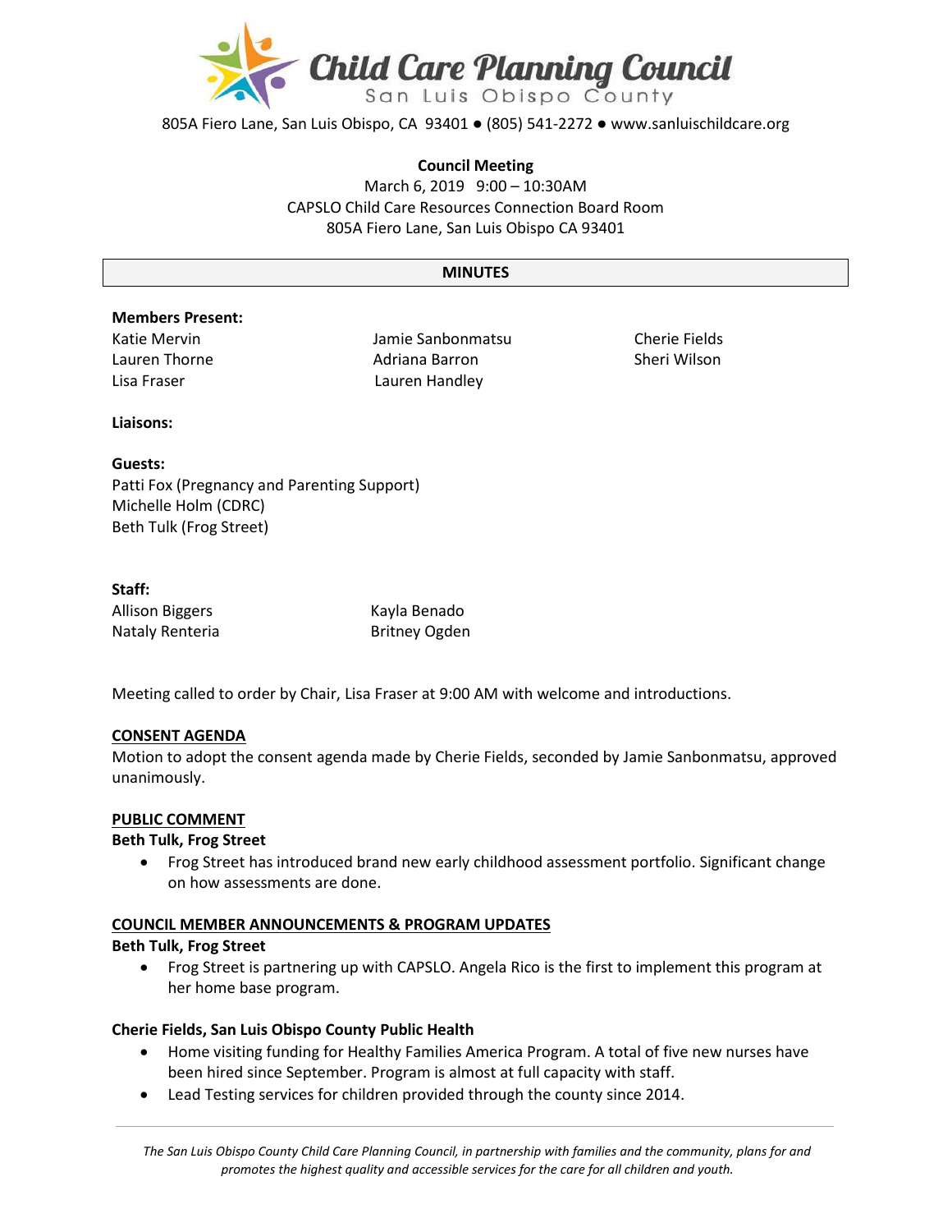# Child Care Planning Council
San Luis Obispo County

805A Fiero Lane, San Luis Obispo, CA 93401 ● (805) 541-2272 ● www.sanluischildcare.org

**Council Meeting**
March 6, 2019 9:00 – 10:30AM
CAPSLO Child Care Resources Connection Board Room
805A Fiero Lane, San Luis Obispo CA 93401

## MINUTES

**Members Present:**

Katie Mervin
Lauren Thorne
Lisa Fraser
Jamie Sanbonmatsu
Adriana Barron
Lauren Handley
Cherie Fields
Sheri Wilson

**Liaisons:**

**Guests:**
Patti Fox (Pregnancy and Parenting Support)
Michelle Holm (CDRC)
Beth Tulk (Frog Street)

**Staff:**
Allison Biggers
Nataly Renteria
Kayla Benado
Britney Ogden

Meeting called to order by Chair, Lisa Fraser at 9:00 AM with welcome and introductions.

**CONSENT AGENDA**
Motion to adopt the consent agenda made by Cherie Fields, seconded by Jamie Sanbonmatsu, approved unanimously.

**PUBLIC COMMENT**

**Beth Tulk, Frog Street**

- Frog Street has introduced brand new early childhood assessment portfolio. Significant change on how assessments are done.

**COUNCIL MEMBER ANNOUNCEMENTS & PROGRAM UPDATES**

**Beth Tulk, Frog Street**

- Frog Street is partnering up with CAPSLO. Angela Rico is the first to implement this program at her home base program.

**Cherie Fields, San Luis Obispo County Public Health**

- Home visiting funding for Healthy Families America Program. A total of five new nurses have been hired since September. Program is almost at full capacity with staff.
- Lead Testing services for children provided through the county since 2014.

*The San Luis Obispo County Child Care Planning Council, in partnership with families and the community, plans for and promotes the highest quality and accessible services for the care for all children and youth.*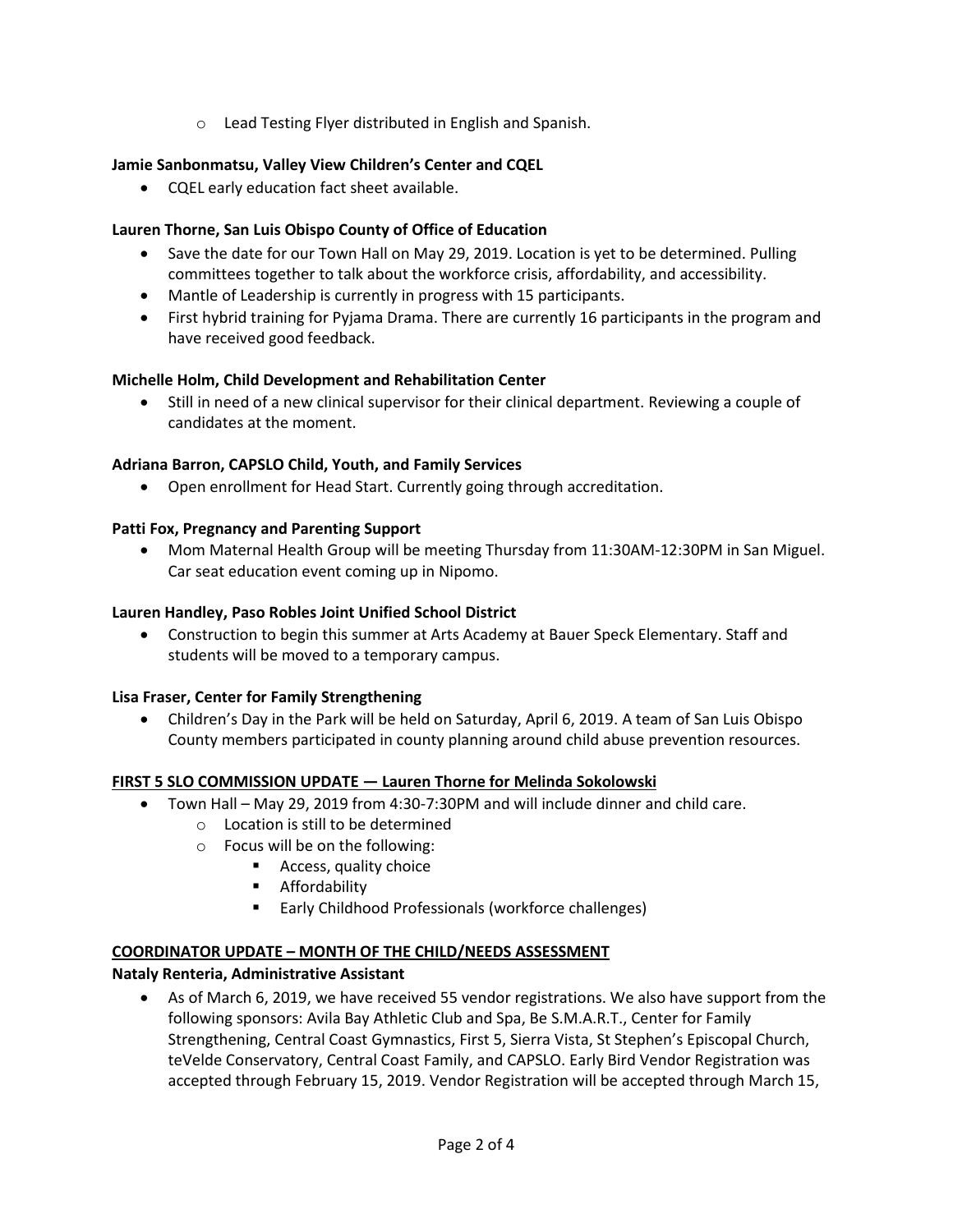- Lead Testing Flyer distributed in English and Spanish.

**Jamie Sanbonmatsu, Valley View Children's Center and CQEL**

- CQEL early education fact sheet available.

**Lauren Thorne, San Luis Obispo County of Office of Education**

- Save the date for our Town Hall on May 29, 2019. Location is yet to be determined. Pulling committees together to talk about the workforce crisis, affordability, and accessibility.
- Mantle of Leadership is currently in progress with 15 participants.
- First hybrid training for Pyjama Drama. There are currently 16 participants in the program and have received good feedback.

**Michelle Holm, Child Development and Rehabilitation Center**

- Still in need of a new clinical supervisor for their clinical department. Reviewing a couple of candidates at the moment.

**Adriana Barron, CAPSLO Child, Youth, and Family Services**

- Open enrollment for Head Start. Currently going through accreditation.

**Patti Fox, Pregnancy and Parenting Support**

- Mom Maternal Health Group will be meeting Thursday from 11:30AM-12:30PM in San Miguel. Car seat education event coming up in Nipomo.

**Lauren Handley, Paso Robles Joint Unified School District**

- Construction to begin this summer at Arts Academy at Bauer Speck Elementary. Staff and students will be moved to a temporary campus.

**Lisa Fraser, Center for Family Strengthening**

- Children's Day in the Park will be held on Saturday, April 6, 2019. A team of San Luis Obispo County members participated in county planning around child abuse prevention resources.

**FIRST 5 SLO COMMISSION UPDATE — Lauren Thorne for Melinda Sokolowski**

- Town Hall – May 29, 2019 from 4:30-7:30PM and will include dinner and child care.
   - Location is still to be determined
   - Focus will be on the following:
      - Access, quality choice
      - Affordability
      - Early Childhood Professionals (workforce challenges)

**COORDINATOR UPDATE – MONTH OF THE CHILD/NEEDS ASSESSMENT**

**Nataly Renteria, Administrative Assistant**

- As of March 6, 2019, we have received 55 vendor registrations. We also have support from the following sponsors: Avila Bay Athletic Club and Spa, Be S.M.A.R.T., Center for Family Strengthening, Central Coast Gymnastics, First 5, Sierra Vista, St Stephen's Episcopal Church, teVelde Conservatory, Central Coast Family, and CAPSLO. Early Bird Vendor Registration was accepted through February 15, 2019. Vendor Registration will be accepted through March 15,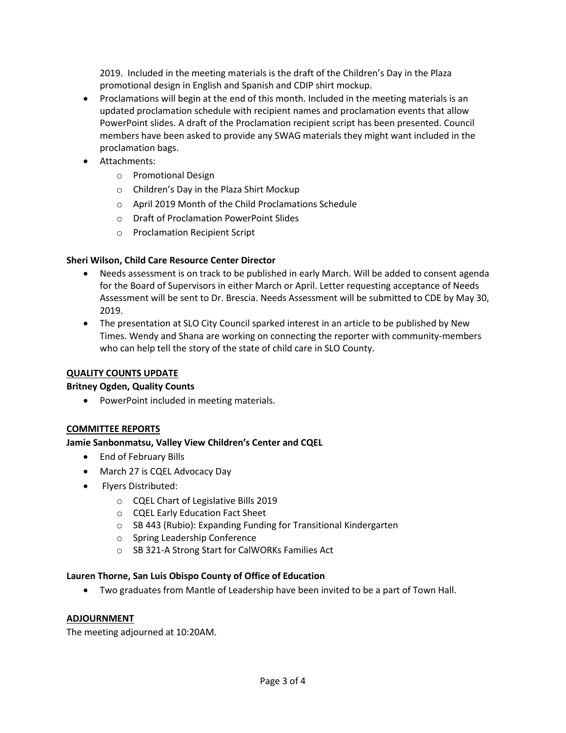2019. Included in the meeting materials is the draft of the Children's Day in the Plaza promotional design in English and Spanish and CDIP shirt mockup.

- Proclamations will begin at the end of this month. Included in the meeting materials is an updated proclamation schedule with recipient names and proclamation events that allow PowerPoint slides. A draft of the Proclamation recipient script has been presented. Council members have been asked to provide any SWAG materials they might want included in the proclamation bags.
- Attachments:
  - Promotional Design
  - Children's Day in the Plaza Shirt Mockup
  - April 2019 Month of the Child Proclamations Schedule
  - Draft of Proclamation PowerPoint Slides
  - Proclamation Recipient Script

**Sheri Wilson, Child Care Resource Center Director**

- Needs assessment is on track to be published in early March. Will be added to consent agenda for the Board of Supervisors in either March or April. Letter requesting acceptance of Needs Assessment will be sent to Dr. Brescia. Needs Assessment will be submitted to CDE by May 30, 2019.
- The presentation at SLO City Council sparked interest in an article to be published by New Times. Wendy and Shana are working on connecting the reporter with community-members who can help tell the story of the state of child care in SLO County.

**QUALITY COUNTS UPDATE**

**Britney Ogden, Quality Counts**

- PowerPoint included in meeting materials.

**COMMITTEE REPORTS**

**Jamie Sanbonmatsu, Valley View Children's Center and CQEL**

- End of February Bills
- March 27 is CQEL Advocacy Day
- Flyers Distributed:
  - CQEL Chart of Legislative Bills 2019
  - CQEL Early Education Fact Sheet
  - SB 443 (Rubio): Expanding Funding for Transitional Kindergarten
  - Spring Leadership Conference
  - SB 321-A Strong Start for CalWORKs Families Act

**Lauren Thorne, San Luis Obispo County of Office of Education**

- Two graduates from Mantle of Leadership have been invited to be a part of Town Hall.

**ADJOURNMENT**

The meeting adjourned at 10:20AM.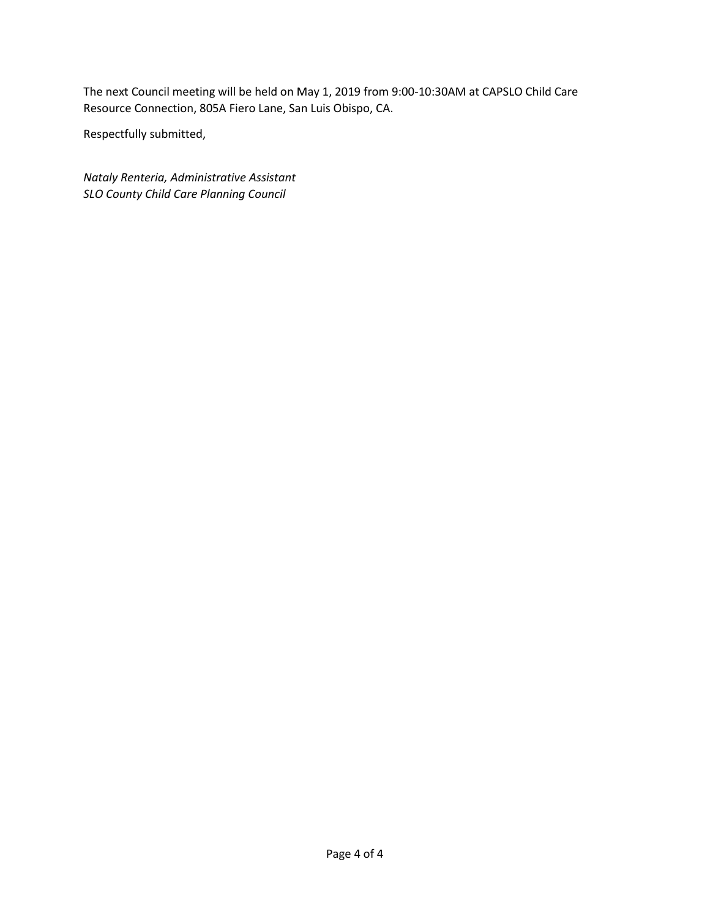The next Council meeting will be held on May 1, 2019 from 9:00-10:30AM at CAPSLO Child Care Resource Connection, 805A Fiero Lane, San Luis Obispo, CA.

Respectfully submitted,

*Nataly Renteria, Administrative Assistant*
*SLO County Child Care Planning Council*